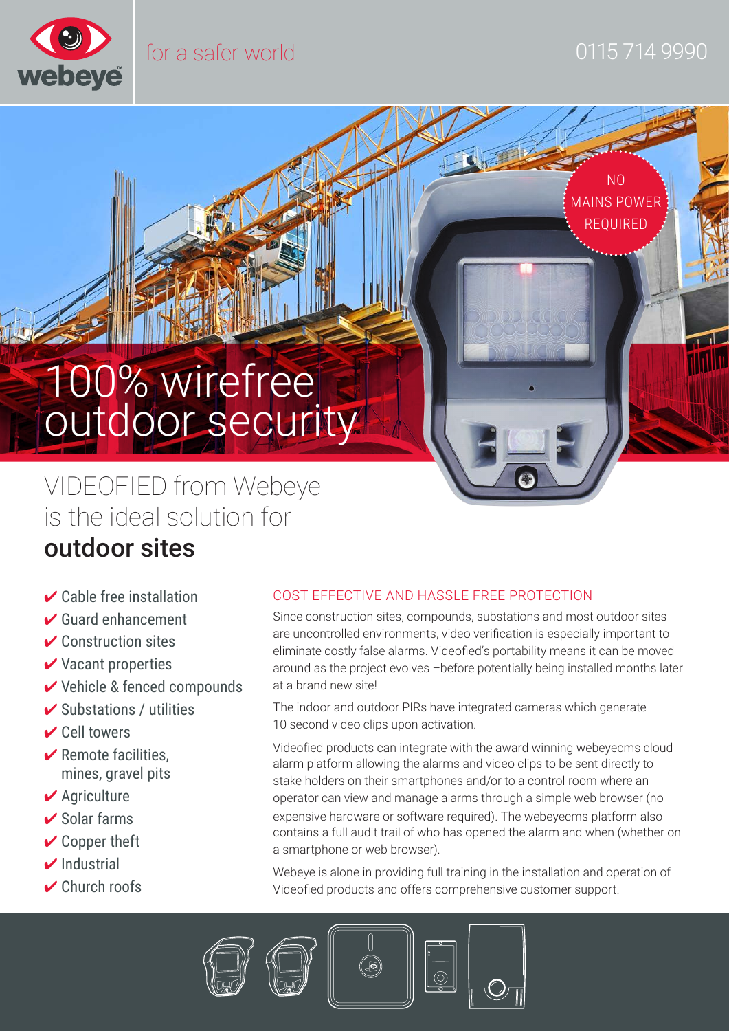webeye

for a safer world

0115 714 9990

NO MAINS POWER REQUIRED

# 100% wirefree outdoor security

## VIDEOFIED from Webeye is the ideal solution for **outdoor sites**

- ✔ Cable free installation
- ✔ Guard enhancement
- ✔ Construction sites
- ✔ Vacant properties
- ✔ Vehicle & fenced compounds
- ✔ Substations / utilities
- ✔ Cell towers
- ✔ Remote facilities, mines, gravel pits
- ✔ Agriculture
- ✔ Solar farms
- ✔ Copper theft
- ✔ Industrial
- ✔ Church roofs

### COST EFFECTIVE AND HASSLE FREE PROTECTION

Since construction sites, compounds, substations and most outdoor sites are uncontrolled environments, video verification is especially important to eliminate costly false alarms. Videofied's portability means it can be moved around as the project evolves –before potentially being installed months later at a brand new site!

The indoor and outdoor PIRs have integrated cameras which generate 10 second video clips upon activation.

Videofied products can integrate with the award winning webeyecms cloud alarm platform allowing the alarms and video clips to be sent directly to stake holders on their smartphones and/or to a control room where an operator can view and manage alarms through a simple web browser (no expensive hardware or software required). The webeyecms platform also contains a full audit trail of who has opened the alarm and when (whether on a smartphone or web browser).

Webeye is alone in providing full training in the installation and operation of Videofied products and offers comprehensive customer support.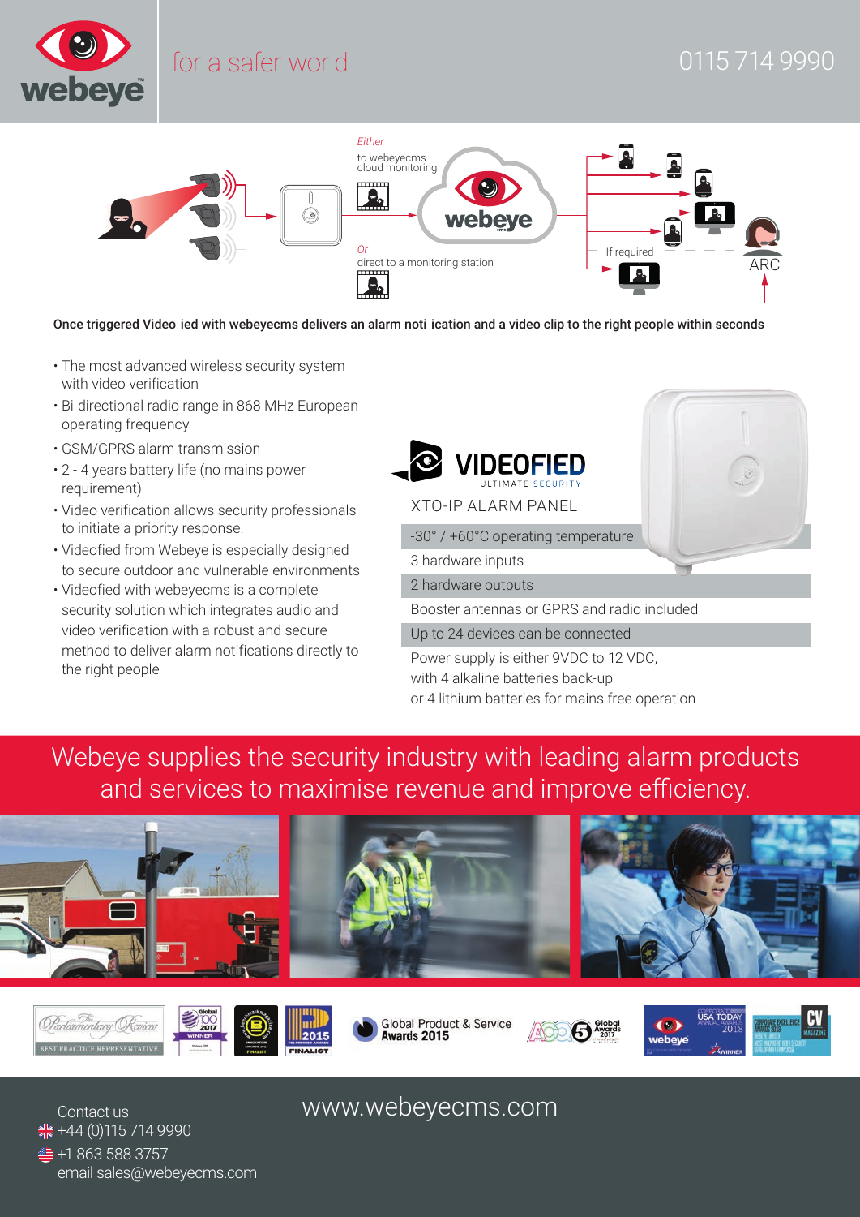webeye

for a safer world

0115 714 9990

Either
to webeyecms cloud monitoring

Or
direct to a monitoring station

If required

ARC

**Once triggered Video ied with webeyecms delivers an alarm noti ication and a video clip to the right people within seconds**

- The most advanced wireless security system with video verification
- Bi-directional radio range in 868 MHz European operating frequency
- GSM/GPRS alarm transmission
- 2 - 4 years battery life (no mains power requirement)
- Video verification allows security professionals to initiate a priority response.
- Videofied from Webeye is especially designed to secure outdoor and vulnerable environments
- Videofied with webeyecms is a complete security solution which integrates audio and video verification with a robust and secure method to deliver alarm notifications directly to the right people

VIDEOFIED
ULTIMATE SECURITY

XTO-IP ALARM PANEL

- -30° / +60°C operating temperature
- 3 hardware inputs
- 2 hardware outputs
- Booster antennas or GPRS and radio included
- Up to 24 devices can be connected
- Power supply is either 9VDC to 12 VDC, with 4 alkaline batteries back-up or 4 lithium batteries for mains free operation

## Webeye supplies the security industry with leading alarm products and services to maximise revenue and improve efficiency.

Global Product & Service Awards 2015

Contact us
+44 (0)115 714 9990
+1 863 588 3757
email sales@webeyecms.com

www.webeyecms.com